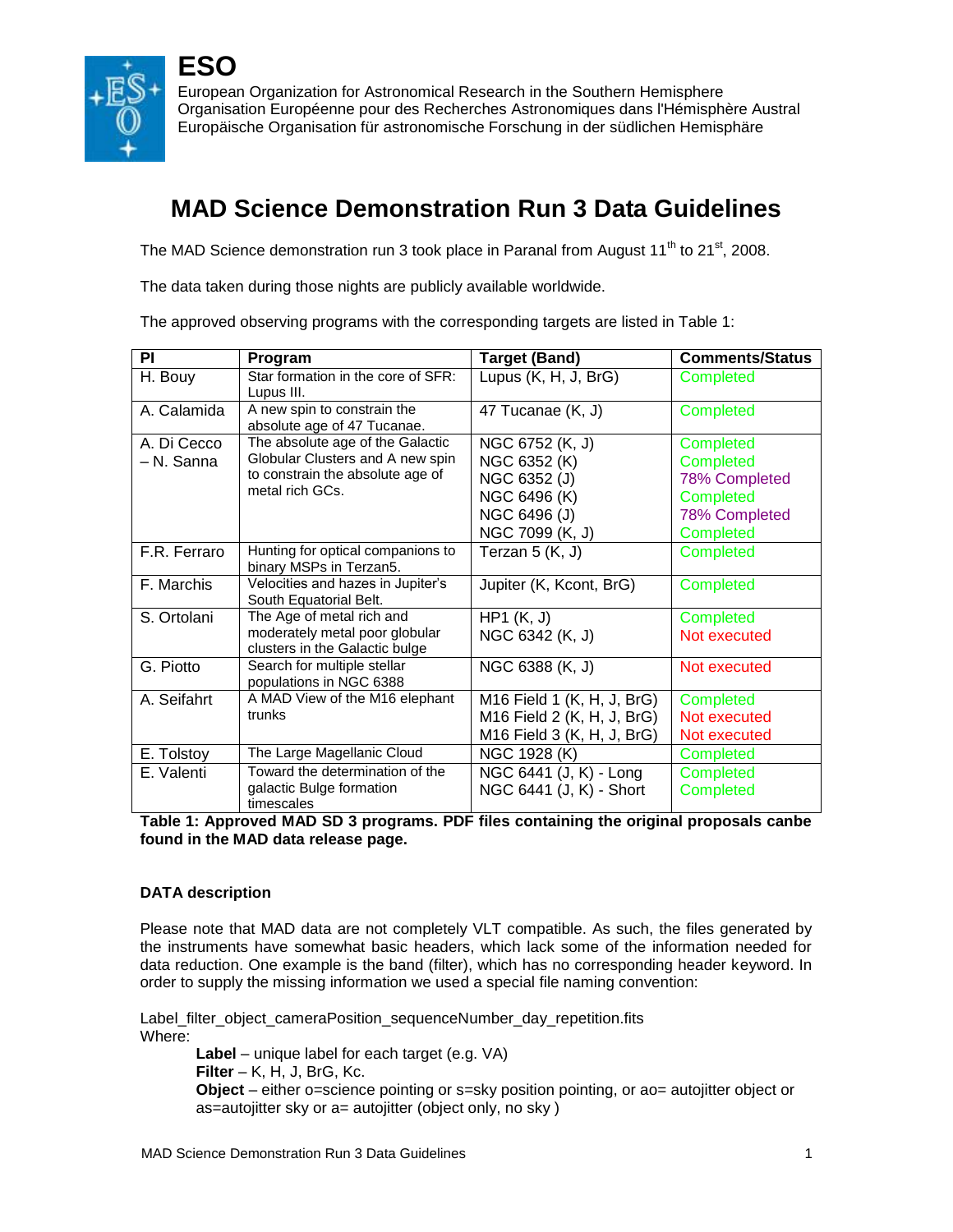# ESO

European Organization for Astronomical Research in the Southern Hemisphere
Organisation Européenne pour des Recherches Astronomiques dans l'Hémisphère Austral
Europäische Organisation für astronomische Forschung in der südlichen Hemisphäre

# MAD Science Demonstration Run 3 Data Guidelines

The MAD Science demonstration run 3 took place in Paranal from August 11th to 21st, 2008.

The data taken during those nights are publicly available worldwide.

The approved observing programs with the corresponding targets are listed in Table 1:

| PI | Program | Target (Band) | Comments/Status |
|---|---|---|---|
| H. Bouy | Star formation in the core of SFR: Lupus III. | Lupus (K, H, J, BrG) | Completed |
| A. Calamida | A new spin to constrain the absolute age of 47 Tucanae. | 47 Tucanae (K, J) | Completed |
| A. Di Cecco – N. Sanna | The absolute age of the Galactic Globular Clusters and A new spin to constrain the absolute age of metal rich GCs. | NGC 6752 (K, J)<br>NGC 6352 (K)<br>NGC 6352 (J)<br>NGC 6496 (K)<br>NGC 6496 (J)<br>NGC 7099 (K, J) | Completed<br>Completed<br>78% Completed<br>Completed<br>78% Completed<br>Completed |
| F.R. Ferraro | Hunting for optical companions to binary MSPs in Terzan5. | Terzan 5 (K, J) | Completed |
| F. Marchis | Velocities and hazes in Jupiter's South Equatorial Belt. | Jupiter (K, Kcont, BrG) | Completed |
| S. Ortolani | The Age of metal rich and moderately metal poor globular clusters in the Galactic bulge | HP1 (K, J)<br>NGC 6342 (K, J) | Completed<br>Not executed |
| G. Piotto | Search for multiple stellar populations in NGC 6388 | NGC 6388 (K, J) | Not executed |
| A. Seifahrt | A MAD View of the M16 elephant trunks | M16 Field 1 (K, H, J, BrG)<br>M16 Field 2 (K, H, J, BrG)<br>M16 Field 3 (K, H, J, BrG) | Completed<br>Not executed<br>Not executed |
| E. Tolstoy | The Large Magellan Cloud | NGC 1928 (K) | Completed |
| E. Valenti | Toward the determination of the galactic Bulge formation timescales | NGC 6441 (J, K) - Long<br>NGC 6441 (J, K) - Short | Completed<br>Completed |

**Table 1: Approved MAD SD 3 programs. PDF files containing the original proposals canbe found in the MAD data release page.**

### DATA description

Please note that MAD data are not completely VLT compatible. As such, the files generated by the instruments have somewhat basic headers, which lack some of the information needed for data reduction. One example is the band (filter), which has no corresponding header keyword. In order to supply the missing information we used a special file naming convention:

Label_filter_object_cameraPosition_sequenceNumber_day_repetition.fits
Where:

- **Label** – unique label for each target (e.g. VA)
- **Filter** – K, H, J, BrG, Kc.
- **Object** – either o=science pointing or s=sky position pointing, or ao= autojitter object or as=autojitter sky or a= autojitter (object only, no sky )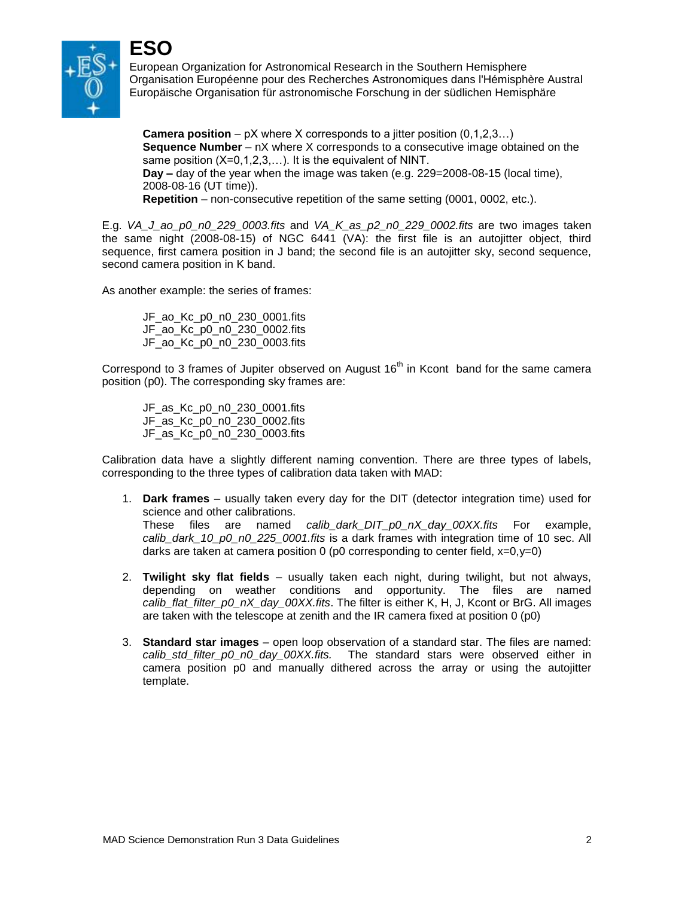**ESO**

European Organization for Astronomical Research in the Southern Hemisphere
Organisation Européenne pour des Recherches Astronomiques dans l'Hémisphère Austral
Europäische Organisation für astronomische Forschung in der südlichen Hemisphäre

**Camera position** – pX where X corresponds to a jitter position (0,1,2,3…)
**Sequence Number** – nX where X corresponds to a consecutive image obtained on the same position (X=0,1,2,3,…). It is the equivalent of NINT.
**Day –** day of the year when the image was taken (e.g. 229=2008-08-15 (local time), 2008-08-16 (UT time)).
**Repetition** – non-consecutive repetition of the same setting (0001, 0002, etc.).

E.g. *VA_J_ao_p0_n0_229_0003.fits* and *VA_K_as_p2_n0_229_0002.fits* are two images taken the same night (2008-08-15) of NGC 6441 (VA): the first file is an autojitter object, third sequence, first camera position in J band; the second file is an autojitter sky, second sequence, second camera position in K band.

As another example: the series of frames:

JF_ao_Kc_p0_n0_230_0001.fits
JF_ao_Kc_p0_n0_230_0002.fits
JF_ao_Kc_p0_n0_230_0003.fits

Correspond to 3 frames of Jupiter observed on August 16th in Kcont band for the same camera position (p0). The corresponding sky frames are:

JF_as_Kc_p0_n0_230_0001.fits
JF_as_Kc_p0_n0_230_0002.fits
JF_as_Kc_p0_n0_230_0003.fits

Calibration data have a slightly different naming convention. There are three types of labels, corresponding to the three types of calibration data taken with MAD:

1. **Dark frames** – usually taken every day for the DIT (detector integration time) used for science and other calibrations.
   These files are named *calib_dark_DIT_p0_nX_day_00XX.fits* For example, *calib_dark_10_p0_n0_225_0001.fits* is a dark frames with integration time of 10 sec. All darks are taken at camera position 0 (p0 corresponding to center field, x=0,y=0)

2. **Twilight sky flat fields** – usually taken each night, during twilight, but not always, depending on weather conditions and opportunity. The files are named *calib_flat_filter_p0_nX_day_00XX.fits*. The filter is either K, H, J, Kcont or BrG. All images are taken with the telescope at zenith and the IR camera fixed at position 0 (p0)

3. **Standard star images** – open loop observation of a standard star. The files are named: *calib_std_filter_p0_n0_day_00XX.fits.* The standard stars were observed either in camera position p0 and manually dithered across the array or using the autojitter template.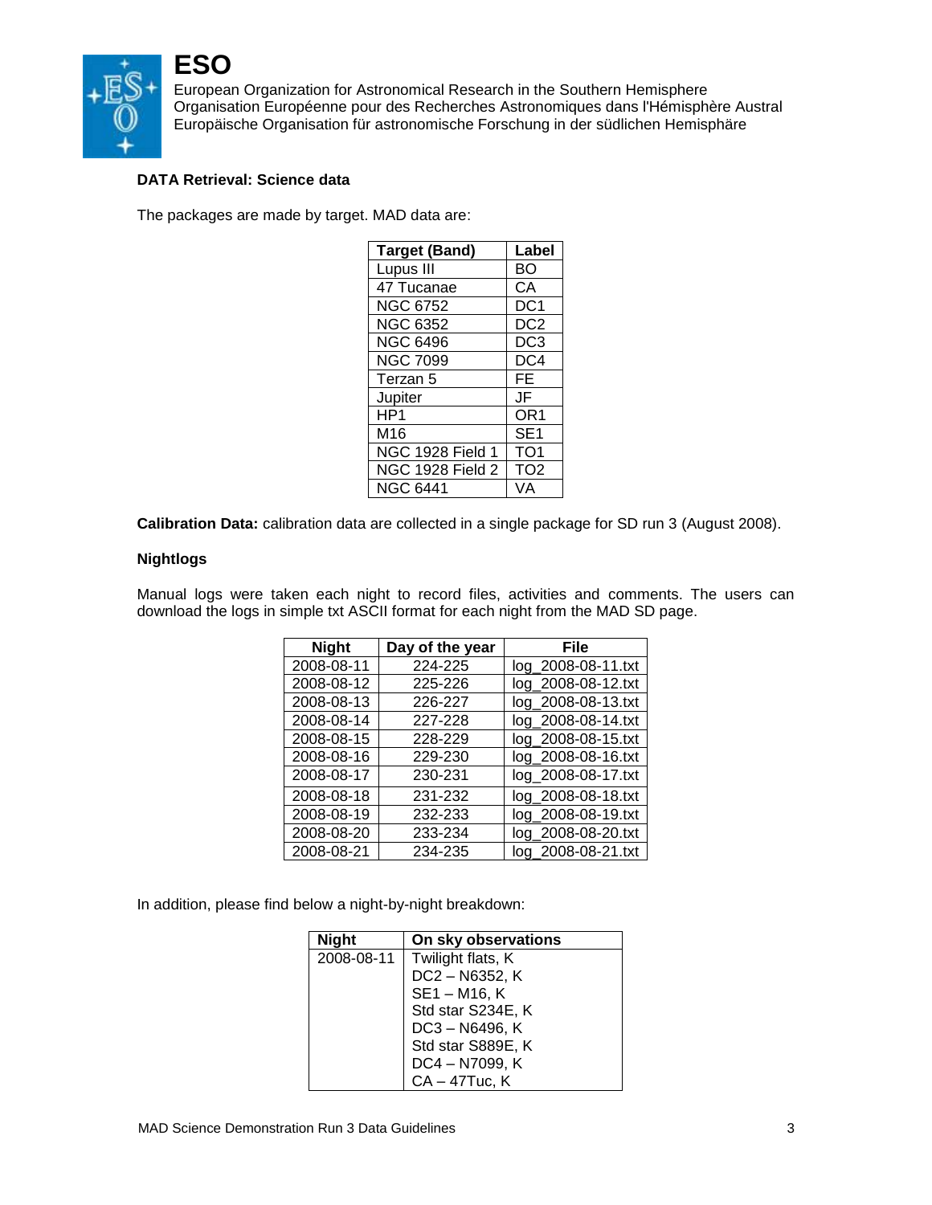**DATA Retrieval: Science data**

The packages are made by target. MAD data are:

| Target (Band) | Label |
|---|---|
| Lupus III | BO |
| 47 Tucanae | CA |
| NGC 6752 | DC1 |
| NGC 6352 | DC2 |
| NGC 6496 | DC3 |
| NGC 7099 | DC4 |
| Terzan 5 | FE |
| Jupiter | JF |
| HP1 | OR1 |
| M16 | SE1 |
| NGC 1928 Field 1 | TO1 |
| NGC 1928 Field 2 | TO2 |
| NGC 6441 | VA |

**Calibration Data:** calibration data are collected in a single package for SD run 3 (August 2008).

**Nightlogs**

Manual logs were taken each night to record files, activities and comments. The users can download the logs in simple txt ASCII format for each night from the MAD SD page.

| Night | Day of the year | File |
|---|---|---|
| 2008-08-11 | 224-225 | log_2008-08-11.txt |
| 2008-08-12 | 225-226 | log_2008-08-12.txt |
| 2008-08-13 | 226-227 | log_2008-08-13.txt |
| 2008-08-14 | 227-228 | log_2008-08-14.txt |
| 2008-08-15 | 228-229 | log_2008-08-15.txt |
| 2008-08-16 | 229-230 | log_2008-08-16.txt |
| 2008-08-17 | 230-231 | log_2008-08-17.txt |
| 2008-08-18 | 231-232 | log_2008-08-18.txt |
| 2008-08-19 | 232-233 | log_2008-08-19.txt |
| 2008-08-20 | 233-234 | log_2008-08-20.txt |
| 2008-08-21 | 234-235 | log_2008-08-21.txt |

In addition, please find below a night-by-night breakdown:

| Night | On sky observations |
|---|---|
| 2008-08-11 | Twilight flats, K<br>DC2 – N6352, K<br>SE1 – M16, K<br>Std star S234E, K<br>DC3 – N6496, K<br>Std star S889E, K<br>DC4 – N7099, K<br>CA – 47Tuc, K |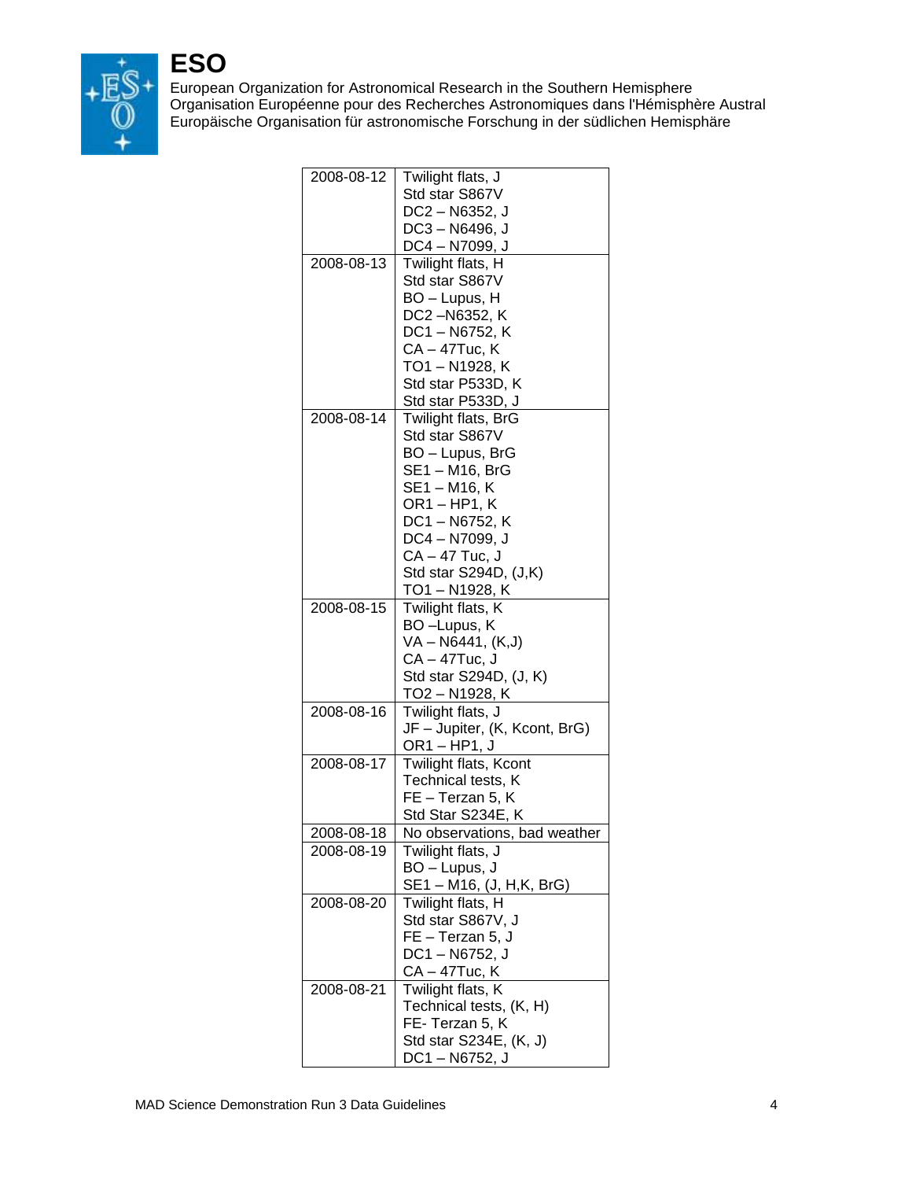| | |
|---|---|
| 2008-08-12 | Twilight flats, J<br>Std star S867V<br>DC2 – N6352, J<br>DC3 – N6496, J<br>DC4 – N7099, J |
| 2008-08-13 | Twilight flats, H<br>Std star S867V<br>BO – Lupus, H<br>DC2 –N6352, K<br>DC1 – N6752, K<br>CA – 47Tuc, K<br>TO1 – N1928, K<br>Std star P533D, K<br>Std star P533D, J |
| 2008-08-14 | Twilight flats, BrG<br>Std star S867V<br>BO – Lupus, BrG<br>SE1 – M16, BrG<br>SE1 – M16, K<br>OR1 – HP1, K<br>DC1 – N6752, K<br>DC4 – N7099, J<br>CA – 47 Tuc, J<br>Std star S294D, (J,K)<br>TO1 – N1928, K |
| 2008-08-15 | Twilight flats, K<br>BO –Lupus, K<br>VA – N6441, (K,J)<br>CA – 47Tuc, J<br>Std star S294D, (J, K)<br>TO2 – N1928, K |
| 2008-08-16 | Twilight flats, J<br>JF – Jupiter, (K, Kcont, BrG)<br>OR1 – HP1, J |
| 2008-08-17 | Twilight flats, Kcont<br>Technical tests, K<br>FE – Terzan 5, K<br>Std Star S234E, K |
| 2008-08-18 | No observations, bad weather |
| 2008-08-19 | Twilight flats, J<br>BO – Lupus, J<br>SE1 – M16, (J, H,K, BrG) |
| 2008-08-20 | Twilight flats, H<br>Std star S867V, J<br>FE – Terzan 5, J<br>DC1 – N6752, J<br>CA – 47Tuc, K |
| 2008-08-21 | Twilight flats, K<br>Technical tests, (K, H)<br>FE- Terzan 5, K<br>Std star S234E, (K, J)<br>DC1 – N6752, J |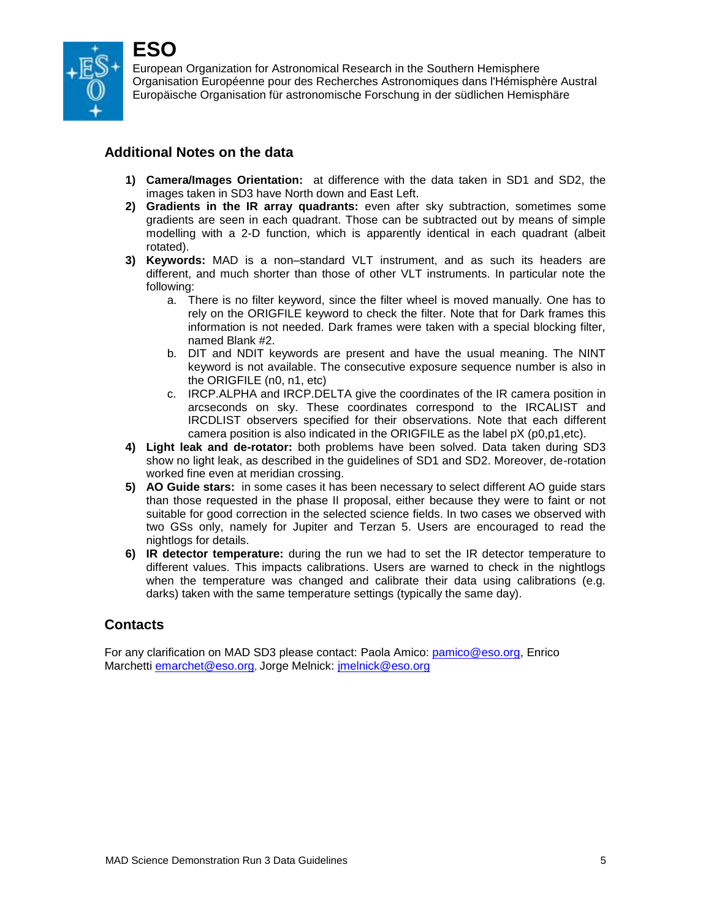## Additional Notes on the data

1) **Camera/Images Orientation:** at difference with the data taken in SD1 and SD2, the images taken in SD3 have North down and East Left.
2) **Gradients in the IR array quadrants:** even after sky subtraction, sometimes some gradients are seen in each quadrant. Those can be subtracted out by means of simple modelling with a 2-D function, which is apparently identical in each quadrant (albeit rotated).
3) **Keywords:** MAD is a non–standard VLT instrument, and as such its headers are different, and much shorter than those of other VLT instruments. In particular note the following:
   a. There is no filter keyword, since the filter wheel is moved manually. One has to rely on the ORIGFILE keyword to check the filter. Note that for Dark frames this information is not needed. Dark frames were taken with a special blocking filter, named Blank #2.
   b. DIT and NDIT keywords are present and have the usual meaning. The NINT keyword is not available. The consecutive exposure sequence number is also in the ORIGFILE (n0, n1, etc)
   c. IRCP.ALPHA and IRCP.DELTA give the coordinates of the IR camera position in arcseconds on sky. These coordinates correspond to the IRCALIST and IRCDLIST observers specified for their observations. Note that each different camera position is also indicated in the ORIGFILE as the label pX (p0,p1,etc).
4) **Light leak and de-rotator:** both problems have been solved. Data taken during SD3 show no light leak, as described in the guidelines of SD1 and SD2. Moreover, de-rotation worked fine even at meridian crossing.
5) **AO Guide stars:** in some cases it has been necessary to select different AO guide stars than those requested in the phase II proposal, either because they were to faint or not suitable for good correction in the selected science fields. In two cases we observed with two GSs only, namely for Jupiter and Terzan 5. Users are encouraged to read the nightlogs for details.
6) **IR detector temperature:** during the run we had to set the IR detector temperature to different values. This impacts calibrations. Users are warned to check in the nightlogs when the temperature was changed and calibrate their data using calibrations (e.g. darks) taken with the same temperature settings (typically the same day).

## Contacts

For any clarification on MAD SD3 please contact: Paola Amico: pamico@eso.org, Enrico Marchetti emarchet@eso.org, Jorge Melnick: jmelnick@eso.org